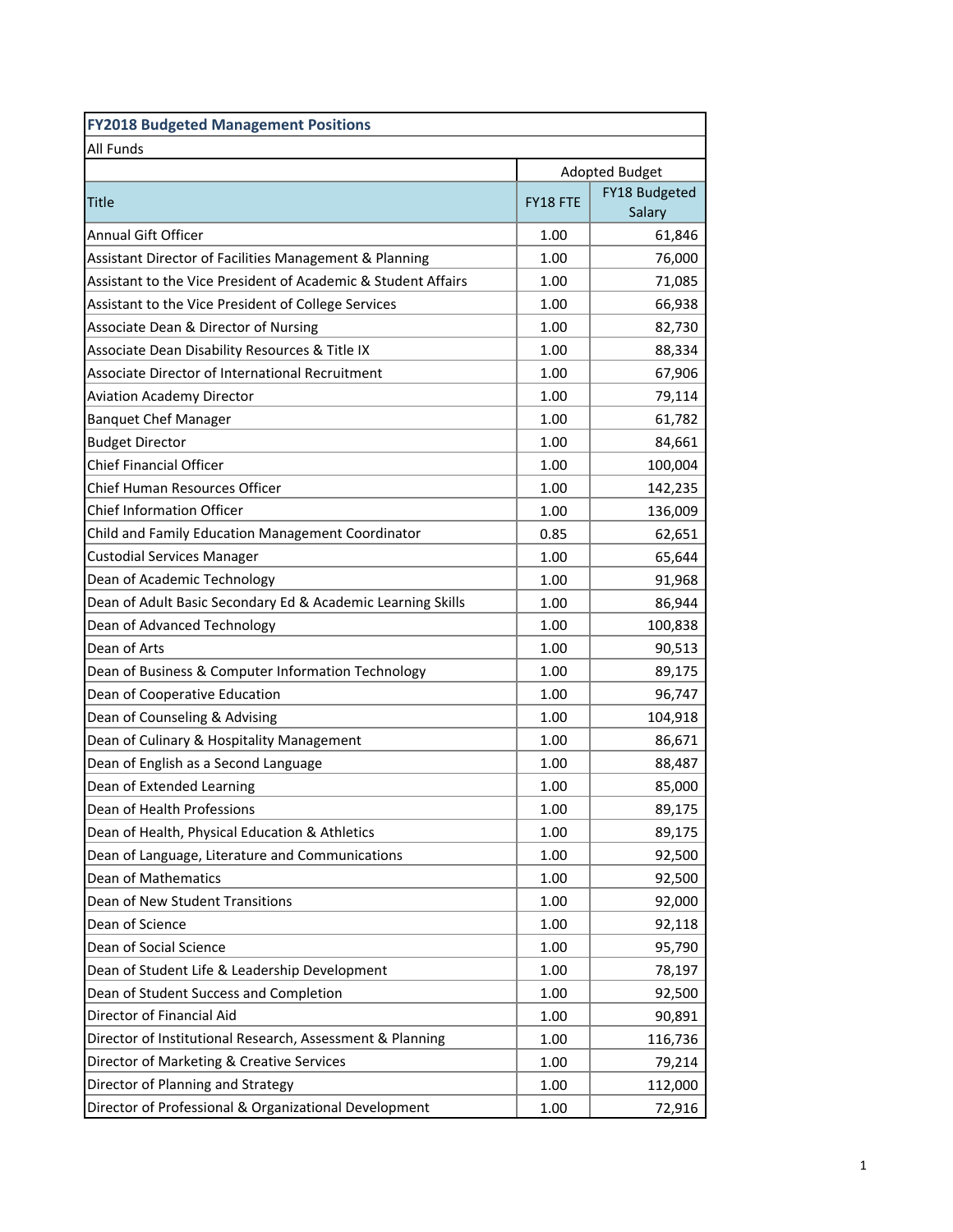| FY2018 Budgeted Management Positions | | |
|---|---|---|
| All Funds | | |
| | Adopted Budget | |
| Title | FY18 FTE | FY18 Budgeted Salary |
| Annual Gift Officer | 1.00 | 61,846 |
| Assistant Director of Facilities Management & Planning | 1.00 | 76,000 |
| Assistant to the Vice President of Academic & Student Affairs | 1.00 | 71,085 |
| Assistant to the Vice President of College Services | 1.00 | 66,938 |
| Associate Dean & Director of Nursing | 1.00 | 82,730 |
| Associate Dean Disability Resources & Title IX | 1.00 | 88,334 |
| Associate Director of International Recruitment | 1.00 | 67,906 |
| Aviation Academy Director | 1.00 | 79,114 |
| Banquet Chef Manager | 1.00 | 61,782 |
| Budget Director | 1.00 | 84,661 |
| Chief Financial Officer | 1.00 | 100,004 |
| Chief Human Resources Officer | 1.00 | 142,235 |
| Chief Information Officer | 1.00 | 136,009 |
| Child and Family Education Management Coordinator | 0.85 | 62,651 |
| Custodial Services Manager | 1.00 | 65,644 |
| Dean of Academic Technology | 1.00 | 91,968 |
| Dean of Adult Basic Secondary Ed & Academic Learning Skills | 1.00 | 86,944 |
| Dean of Advanced Technology | 1.00 | 100,838 |
| Dean of Arts | 1.00 | 90,513 |
| Dean of Business & Computer Information Technology | 1.00 | 89,175 |
| Dean of Cooperative Education | 1.00 | 96,747 |
| Dean of Counseling & Advising | 1.00 | 104,918 |
| Dean of Culinary & Hospitality Management | 1.00 | 86,671 |
| Dean of English as a Second Language | 1.00 | 88,487 |
| Dean of Extended Learning | 1.00 | 85,000 |
| Dean of Health Professions | 1.00 | 89,175 |
| Dean of Health, Physical Education & Athletics | 1.00 | 89,175 |
| Dean of Language, Literature and Communications | 1.00 | 92,500 |
| Dean of Mathematics | 1.00 | 92,500 |
| Dean of New Student Transitions | 1.00 | 92,000 |
| Dean of Science | 1.00 | 92,118 |
| Dean of Social Science | 1.00 | 95,790 |
| Dean of Student Life & Leadership Development | 1.00 | 78,197 |
| Dean of Student Success and Completion | 1.00 | 92,500 |
| Director of Financial Aid | 1.00 | 90,891 |
| Director of Institutional Research, Assessment & Planning | 1.00 | 116,736 |
| Director of Marketing & Creative Services | 1.00 | 79,214 |
| Director of Planning and Strategy | 1.00 | 112,000 |
| Director of Professional & Organizational Development | 1.00 | 72,916 |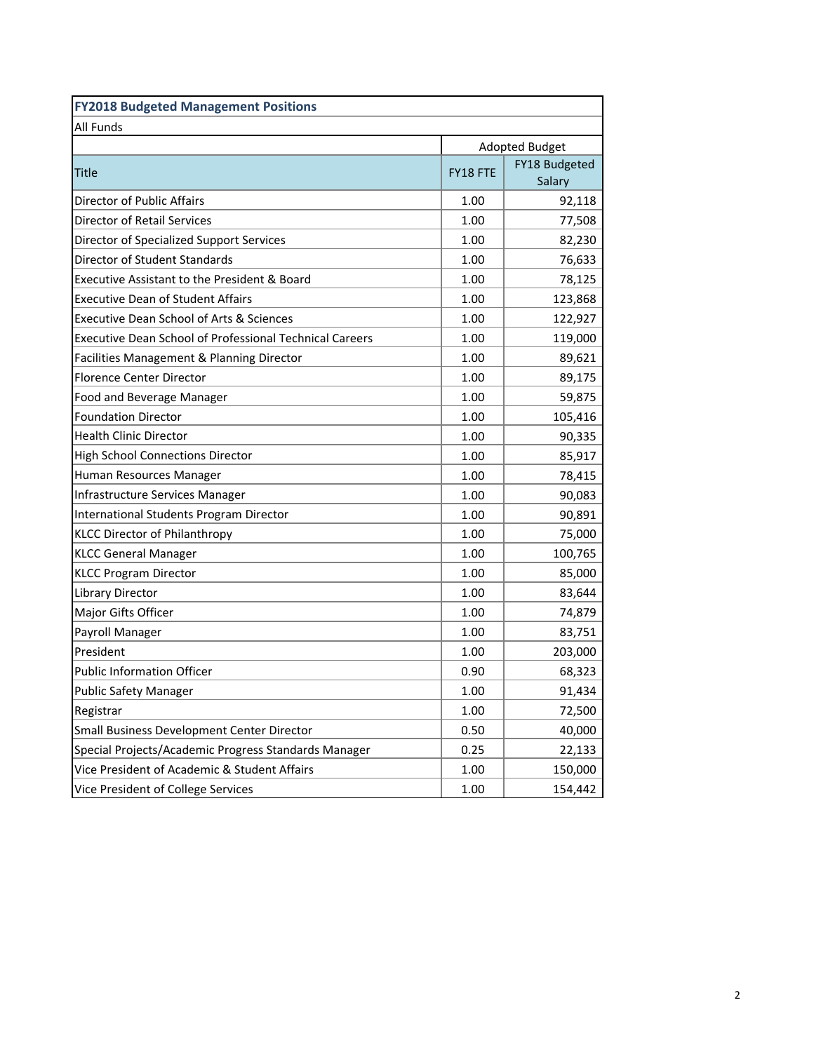| FY2018 Budgeted Management Positions | | |
|---|---|---|
| All Funds | | |
| | Adopted Budget | |
| Title | FY18 FTE | FY18 Budgeted Salary |
| Director of Public Affairs | 1.00 | 92,118 |
| Director of Retail Services | 1.00 | 77,508 |
| Director of Specialized Support Services | 1.00 | 82,230 |
| Director of Student Standards | 1.00 | 76,633 |
| Executive Assistant to the President & Board | 1.00 | 78,125 |
| Executive Dean of Student Affairs | 1.00 | 123,868 |
| Executive Dean School of Arts & Sciences | 1.00 | 122,927 |
| Executive Dean School of Professional Technical Careers | 1.00 | 119,000 |
| Facilities Management & Planning Director | 1.00 | 89,621 |
| Florence Center Director | 1.00 | 89,175 |
| Food and Beverage Manager | 1.00 | 59,875 |
| Foundation Director | 1.00 | 105,416 |
| Health Clinic Director | 1.00 | 90,335 |
| High School Connections Director | 1.00 | 85,917 |
| Human Resources Manager | 1.00 | 78,415 |
| Infrastructure Services Manager | 1.00 | 90,083 |
| International Students Program Director | 1.00 | 90,891 |
| KLCC Director of Philanthropy | 1.00 | 75,000 |
| KLCC General Manager | 1.00 | 100,765 |
| KLCC Program Director | 1.00 | 85,000 |
| Library Director | 1.00 | 83,644 |
| Major Gifts Officer | 1.00 | 74,879 |
| Payroll Manager | 1.00 | 83,751 |
| President | 1.00 | 203,000 |
| Public Information Officer | 0.90 | 68,323 |
| Public Safety Manager | 1.00 | 91,434 |
| Registrar | 1.00 | 72,500 |
| Small Business Development Center Director | 0.50 | 40,000 |
| Special Projects/Academic Progress Standards Manager | 0.25 | 22,133 |
| Vice President of Academic & Student Affairs | 1.00 | 150,000 |
| Vice President of College Services | 1.00 | 154,442 |